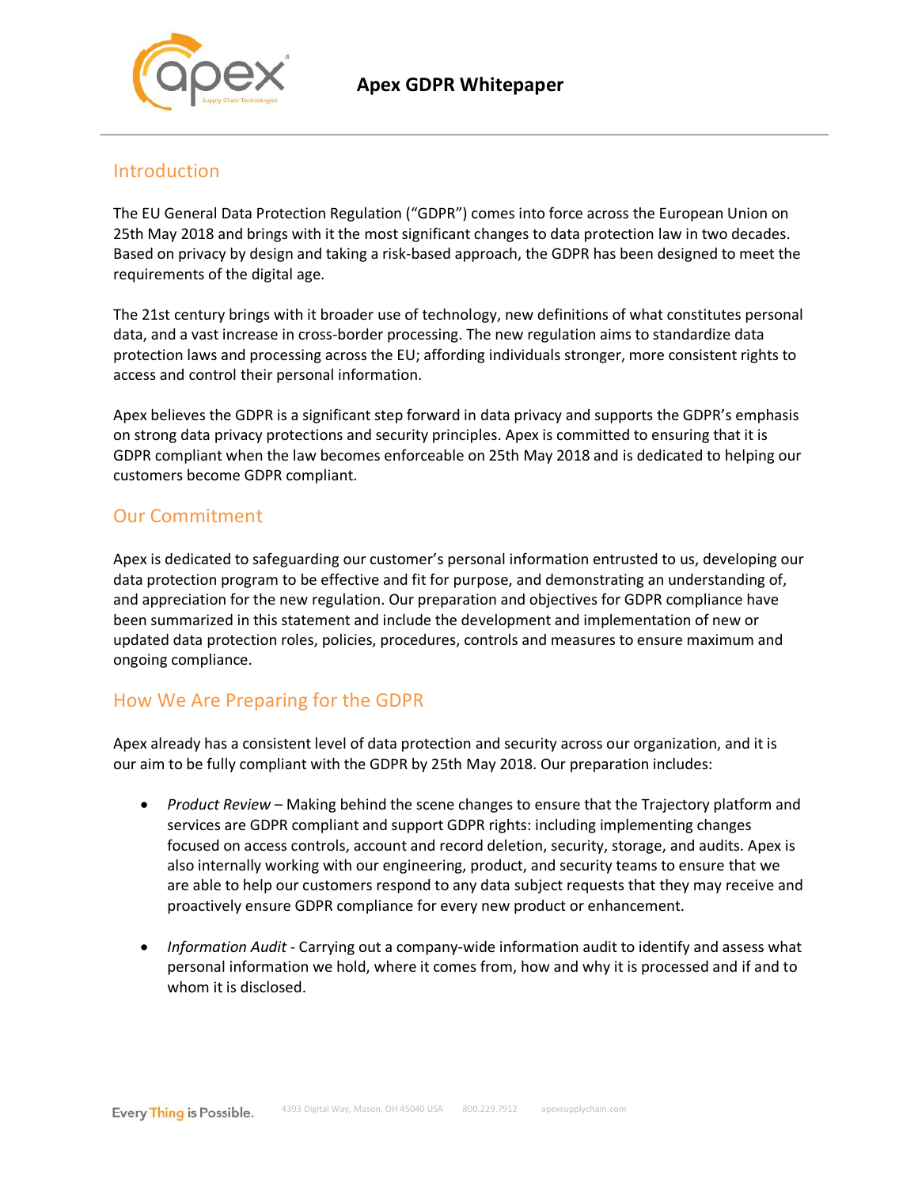# Apex GDPR Whitepaper

## Introduction

The EU General Data Protection Regulation ("GDPR") comes into force across the European Union on 25th May 2018 and brings with it the most significant changes to data protection law in two decades. Based on privacy by design and taking a risk-based approach, the GDPR has been designed to meet the requirements of the digital age.

The 21st century brings with it broader use of technology, new definitions of what constitutes personal data, and a vast increase in cross-border processing. The new regulation aims to standardize data protection laws and processing across the EU; affording individuals stronger, more consistent rights to access and control their personal information.

Apex believes the GDPR is a significant step forward in data privacy and supports the GDPR's emphasis on strong data privacy protections and security principles. Apex is committed to ensuring that it is GDPR compliant when the law becomes enforceable on 25th May 2018 and is dedicated to helping our customers become GDPR compliant.

## Our Commitment

Apex is dedicated to safeguarding our customer's personal information entrusted to us, developing our data protection program to be effective and fit for purpose, and demonstrating an understanding of, and appreciation for the new regulation. Our preparation and objectives for GDPR compliance have been summarized in this statement and include the development and implementation of new or updated data protection roles, policies, procedures, controls and measures to ensure maximum and ongoing compliance.

## How We Are Preparing for the GDPR

Apex already has a consistent level of data protection and security across our organization, and it is our aim to be fully compliant with the GDPR by 25th May 2018. Our preparation includes:

- *Product Review* – Making behind the scene changes to ensure that the Trajectory platform and services are GDPR compliant and support GDPR rights: including implementing changes focused on access controls, account and record deletion, security, storage, and audits. Apex is also internally working with our engineering, product, and security teams to ensure that we are able to help our customers respond to any data subject requests that they may receive and proactively ensure GDPR compliance for every new product or enhancement.

- *Information Audit* - Carrying out a company-wide information audit to identify and assess what personal information we hold, where it comes from, how and why it is processed and if and to whom it is disclosed.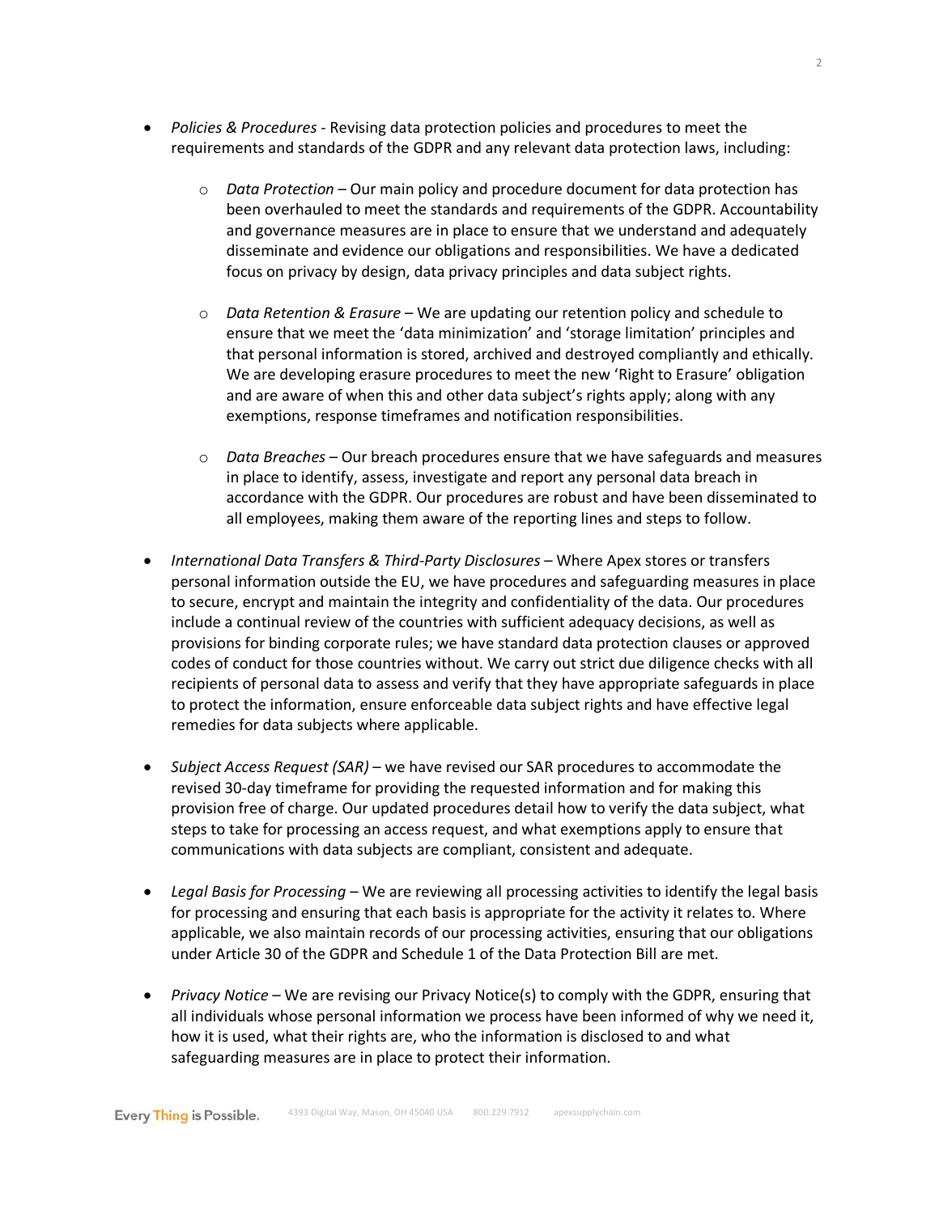- *Policies & Procedures* - Revising data protection policies and procedures to meet the requirements and standards of the GDPR and any relevant data protection laws, including:

    - *Data Protection* – Our main policy and procedure document for data protection has been overhauled to meet the standards and requirements of the GDPR. Accountability and governance measures are in place to ensure that we understand and adequately disseminate and evidence our obligations and responsibilities. We have a dedicated focus on privacy by design, data privacy principles and data subject rights.

    - *Data Retention & Erasure* – We are updating our retention policy and schedule to ensure that we meet the 'data minimization' and 'storage limitation' principles and that personal information is stored, archived and destroyed compliantly and ethically. We are developing erasure procedures to meet the new 'Right to Erasure' obligation and are aware of when this and other data subject's rights apply; along with any exemptions, response timeframes and notification responsibilities.

    - *Data Breaches* – Our breach procedures ensure that we have safeguards and measures in place to identify, assess, investigate and report any personal data breach in accordance with the GDPR. Our procedures are robust and have been disseminated to all employees, making them aware of the reporting lines and steps to follow.

- *International Data Transfers & Third-Party Disclosures* – Where Apex stores or transfers personal information outside the EU, we have procedures and safeguarding measures in place to secure, encrypt and maintain the integrity and confidentiality of the data. Our procedures include a continual review of the countries with sufficient adequacy decisions, as well as provisions for binding corporate rules; we have standard data protection clauses or approved codes of conduct for those countries without. We carry out strict due diligence checks with all recipients of personal data to assess and verify that they have appropriate safeguards in place to protect the information, ensure enforceable data subject rights and have effective legal remedies for data subjects where applicable.

- *Subject Access Request (SAR)* – we have revised our SAR procedures to accommodate the revised 30-day timeframe for providing the requested information and for making this provision free of charge. Our updated procedures detail how to verify the data subject, what steps to take for processing an access request, and what exemptions apply to ensure that communications with data subjects are compliant, consistent and adequate.

- *Legal Basis for Processing* – We are reviewing all processing activities to identify the legal basis for processing and ensuring that each basis is appropriate for the activity it relates to. Where applicable, we also maintain records of our processing activities, ensuring that our obligations under Article 30 of the GDPR and Schedule 1 of the Data Protection Bill are met.

- *Privacy Notice* – We are revising our Privacy Notice(s) to comply with the GDPR, ensuring that all individuals whose personal information we process have been informed of why we need it, how it is used, what their rights are, who the information is disclosed to and what safeguarding measures are in place to protect their information.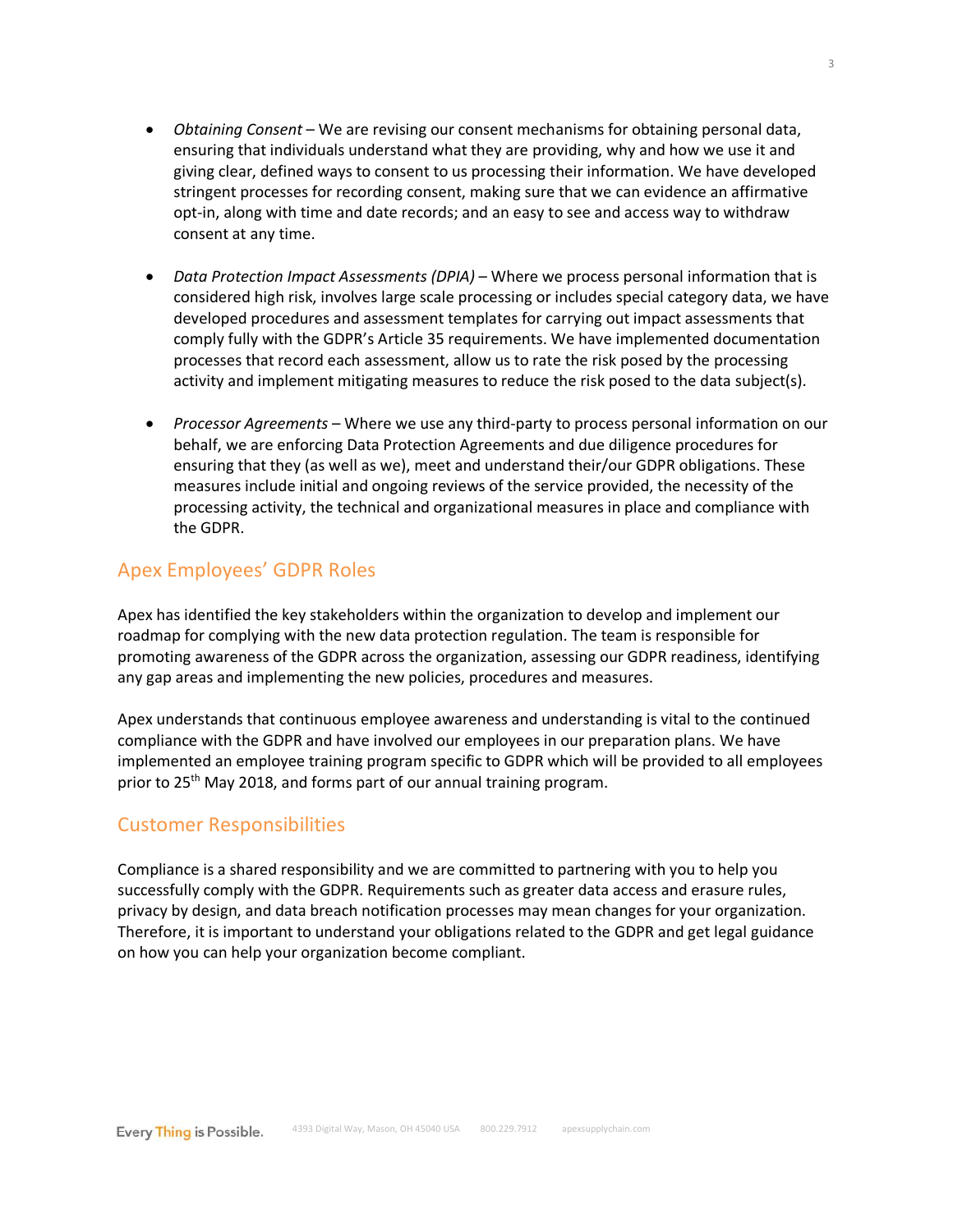- *Obtaining Consent* – We are revising our consent mechanisms for obtaining personal data, ensuring that individuals understand what they are providing, why and how we use it and giving clear, defined ways to consent to us processing their information. We have developed stringent processes for recording consent, making sure that we can evidence an affirmative opt-in, along with time and date records; and an easy to see and access way to withdraw consent at any time.

- *Data Protection Impact Assessments (DPIA)* – Where we process personal information that is considered high risk, involves large scale processing or includes special category data, we have developed procedures and assessment templates for carrying out impact assessments that comply fully with the GDPR's Article 35 requirements. We have implemented documentation processes that record each assessment, allow us to rate the risk posed by the processing activity and implement mitigating measures to reduce the risk posed to the data subject(s).

- *Processor Agreements* – Where we use any third-party to process personal information on our behalf, we are enforcing Data Protection Agreements and due diligence procedures for ensuring that they (as well as we), meet and understand their/our GDPR obligations. These measures include initial and ongoing reviews of the service provided, the necessity of the processing activity, the technical and organizational measures in place and compliance with the GDPR.

## Apex Employees' GDPR Roles

Apex has identified the key stakeholders within the organization to develop and implement our roadmap for complying with the new data protection regulation. The team is responsible for promoting awareness of the GDPR across the organization, assessing our GDPR readiness, identifying any gap areas and implementing the new policies, procedures and measures.

Apex understands that continuous employee awareness and understanding is vital to the continued compliance with the GDPR and have involved our employees in our preparation plans. We have implemented an employee training program specific to GDPR which will be provided to all employees prior to 25th May 2018, and forms part of our annual training program.

## Customer Responsibilities

Compliance is a shared responsibility and we are committed to partnering with you to help you successfully comply with the GDPR. Requirements such as greater data access and erasure rules, privacy by design, and data breach notification processes may mean changes for your organization. Therefore, it is important to understand your obligations related to the GDPR and get legal guidance on how you can help your organization become compliant.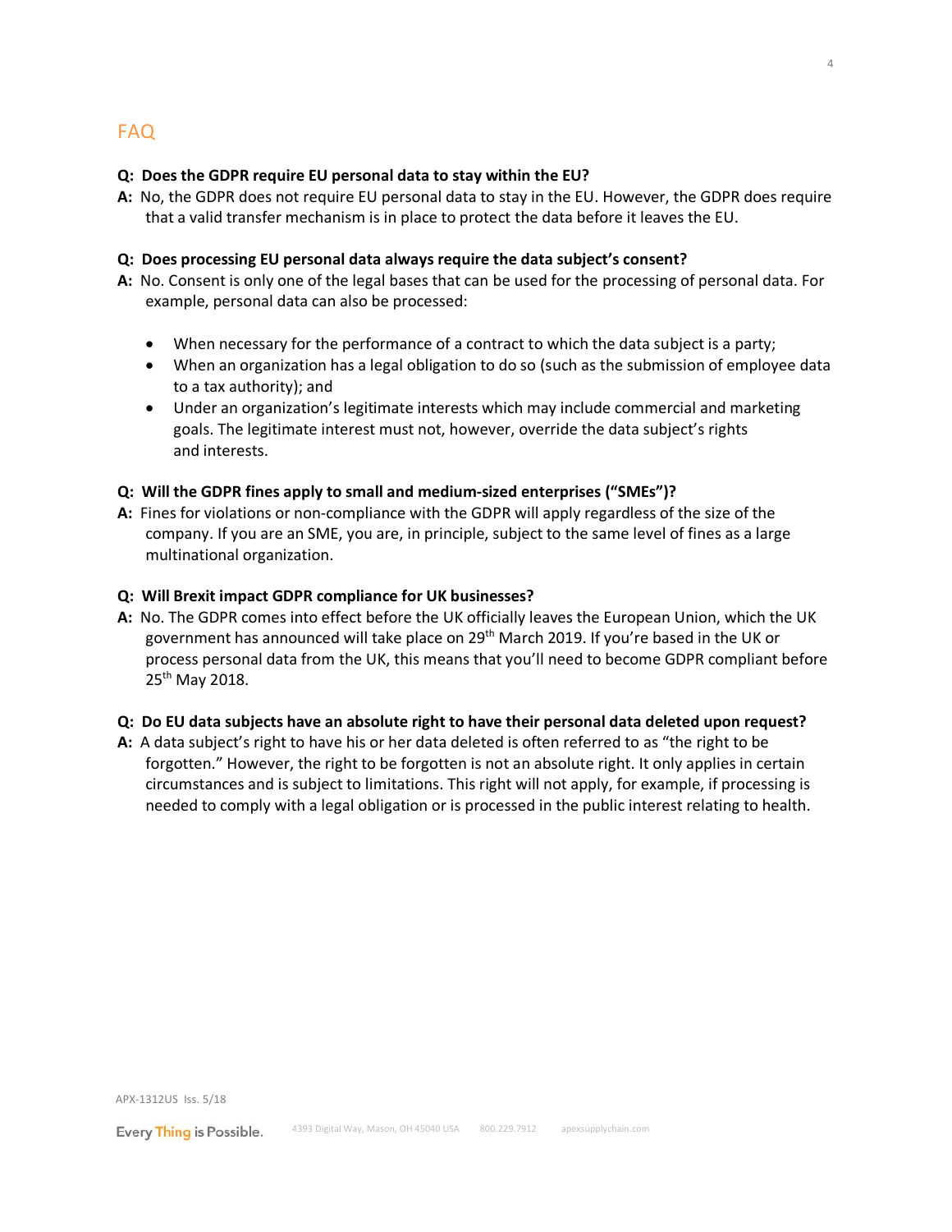## FAQ

**Q: Does the GDPR require EU personal data to stay within the EU?**

**A:** No, the GDPR does not require EU personal data to stay in the EU. However, the GDPR does require that a valid transfer mechanism is in place to protect the data before it leaves the EU.

**Q: Does processing EU personal data always require the data subject's consent?**

**A:** No. Consent is only one of the legal bases that can be used for the processing of personal data. For example, personal data can also be processed:

- When necessary for the performance of a contract to which the data subject is a party;
- When an organization has a legal obligation to do so (such as the submission of employee data to a tax authority); and
- Under an organization's legitimate interests which may include commercial and marketing goals. The legitimate interest must not, however, override the data subject's rights and interests.

**Q: Will the GDPR fines apply to small and medium-sized enterprises ("SMEs")?**

**A:** Fines for violations or non-compliance with the GDPR will apply regardless of the size of the company. If you are an SME, you are, in principle, subject to the same level of fines as a large multinational organization.

**Q: Will Brexit impact GDPR compliance for UK businesses?**

**A:** No. The GDPR comes into effect before the UK officially leaves the European Union, which the UK government has announced will take place on 29th March 2019. If you're based in the UK or process personal data from the UK, this means that you'll need to become GDPR compliant before 25th May 2018.

**Q: Do EU data subjects have an absolute right to have their personal data deleted upon request?**

**A:** A data subject's right to have his or her data deleted is often referred to as "the right to be forgotten." However, the right to be forgotten is not an absolute right. It only applies in certain circumstances and is subject to limitations. This right will not apply, for example, if processing is needed to comply with a legal obligation or is processed in the public interest relating to health.

APX-1312US Iss. 5/18

Every Thing is Possible. 4393 Digital Way, Mason, OH 45040 USA 800.229.7912 apexsupplychain.com